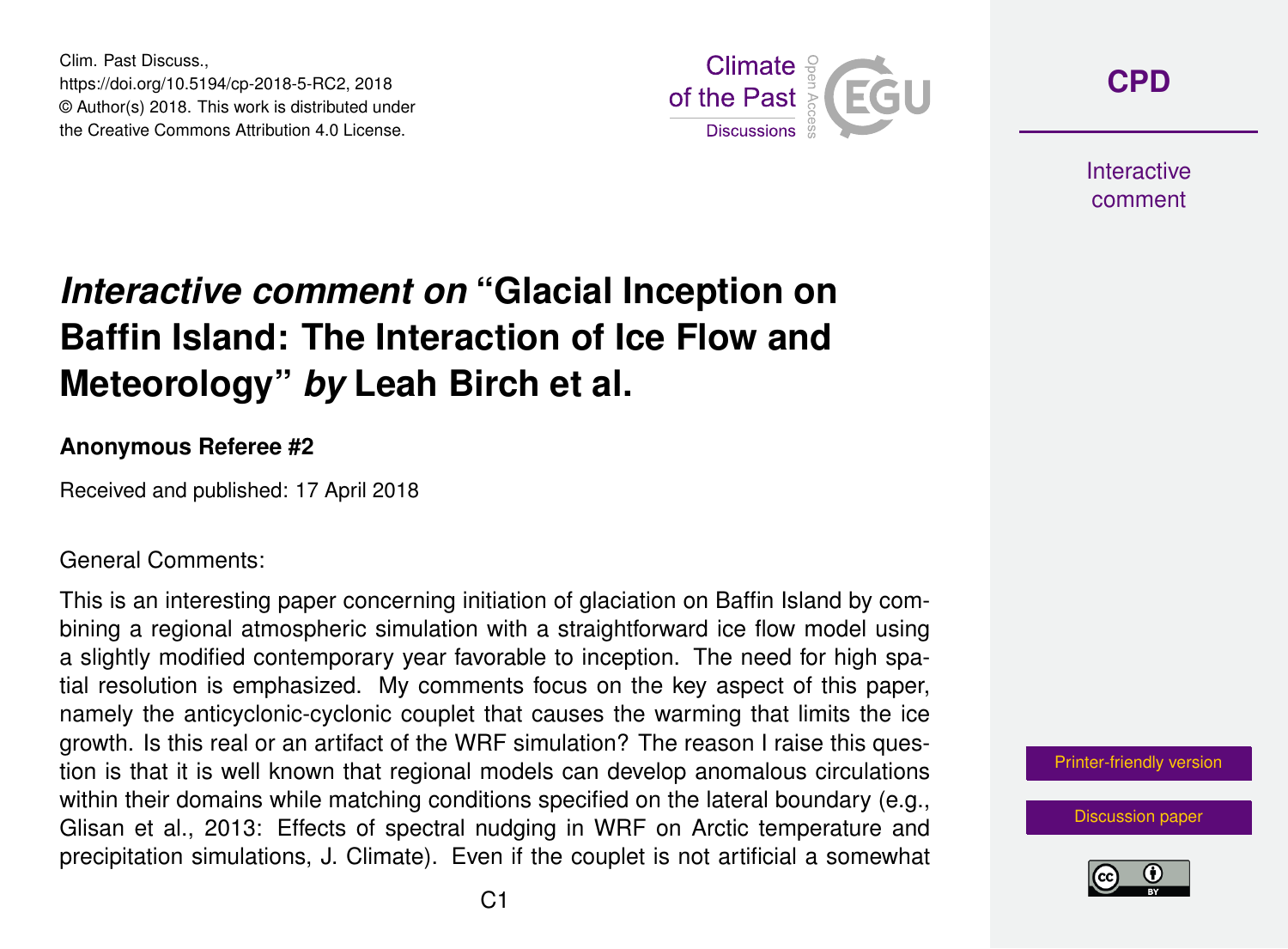# *Interactive comment on* "Glacial Inception on Baffin Island: The Interaction of Ice Flow and Meteorology" *by* Leah Birch et al.

**Anonymous Referee #2**

Received and published: 17 April 2018

General Comments:

This is an interesting paper concerning initiation of glaciation on Baffin Island by combining a regional atmospheric simulation with a straightforward ice flow model using a slightly modified contemporary year favorable to inception. The need for high spatial resolution is emphasized. My comments focus on the key aspect of this paper, namely the anticyclonic-cyclonic couplet that causes the warming that limits the ice growth. Is this real or an artifact of the WRF simulation? The reason I raise this question is that it is well known that regional models can develop anomalous circulations within their domains while matching conditions specified on the lateral boundary (e.g., Glisan et al., 2013: Effects of spectral nudging in WRF on Arctic temperature and precipitation simulations, J. Climate). Even if the couplet is not artificial a somewhat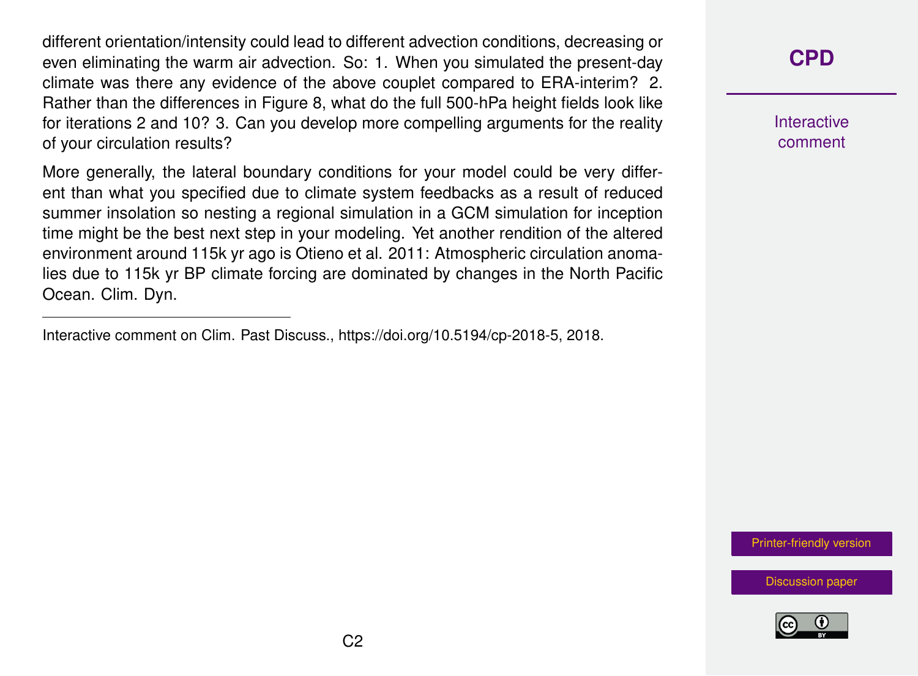different orientation/intensity could lead to different advection conditions, decreasing or even eliminating the warm air advection. So: 1. When you simulated the present-day climate was there any evidence of the above couplet compared to ERA-interim? 2. Rather than the differences in Figure 8, what do the full 500-hPa height fields look like for iterations 2 and 10? 3. Can you develop more compelling arguments for the reality of your circulation results?

More generally, the lateral boundary conditions for your model could be very different than what you specified due to climate system feedbacks as a result of reduced summer insolation so nesting a regional simulation in a GCM simulation for inception time might be the best next step in your modeling. Yet another rendition of the altered environment around 115k yr ago is Otieno et al. 2011: Atmospheric circulation anomalies due to 115k yr BP climate forcing are dominated by changes in the North Pacific Ocean. Clim. Dyn.

---

Interactive comment on Clim. Past Discuss., https://doi.org/10.5194/cp-2018-5, 2018.